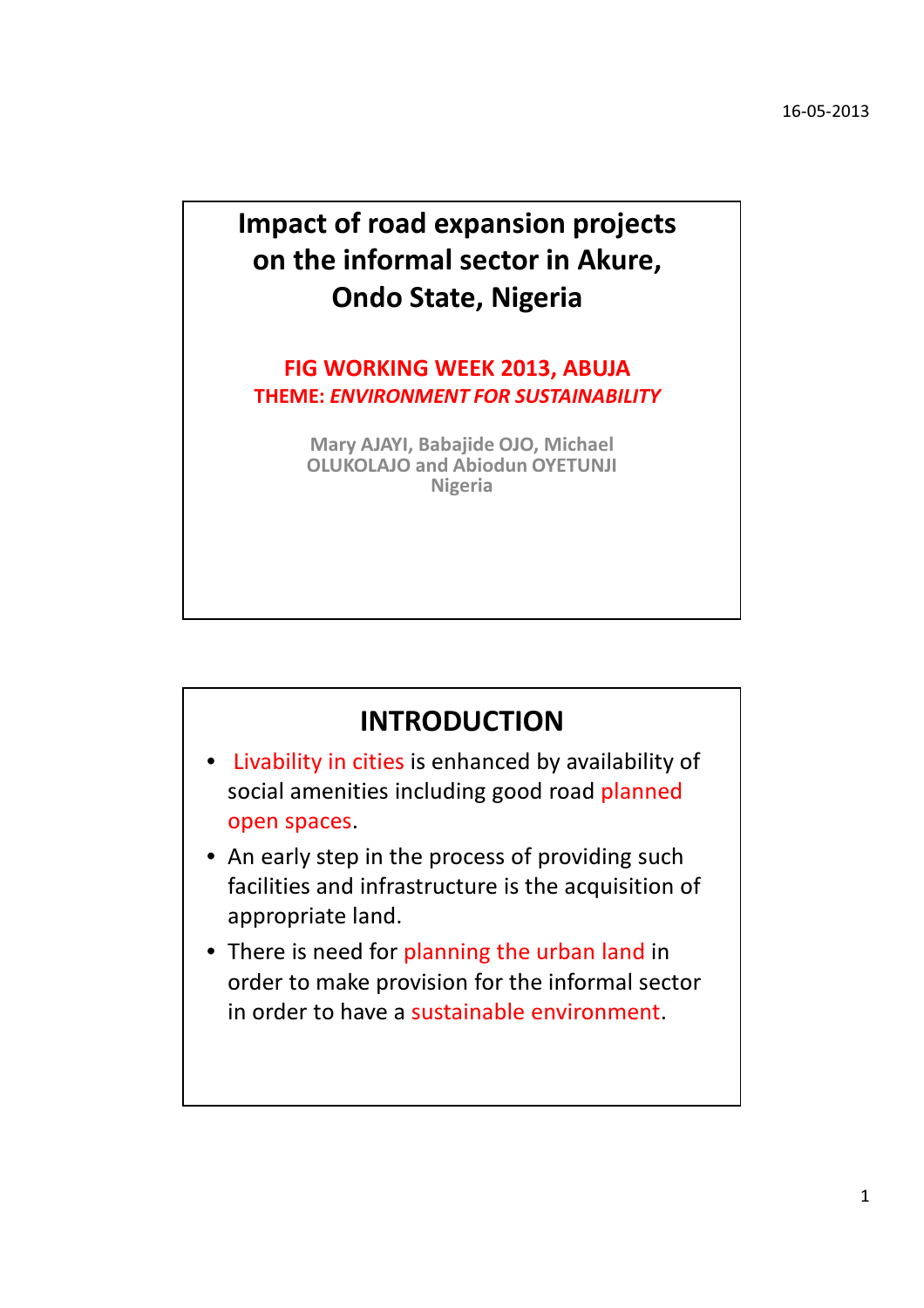# Impact of road expansion projects on the informal sector in Akure, Ondo State, Nigeria

**FIG WORKING WEEK 2013, ABUJA**

**THEME: *ENVIRONMENT FOR SUSTAINABILITY***

**Mary AJAYI, Babajide OJO, Michael OLUKOLAJO and Abiodun OYETUNJI**
**Nigeria**

## INTRODUCTION

- Livability in cities is enhanced by availability of social amenities including good road planned open spaces.
- An early step in the process of providing such facilities and infrastructure is the acquisition of appropriate land.
- There is need for planning the urban land in order to make provision for the informal sector in order to have a sustainable environment.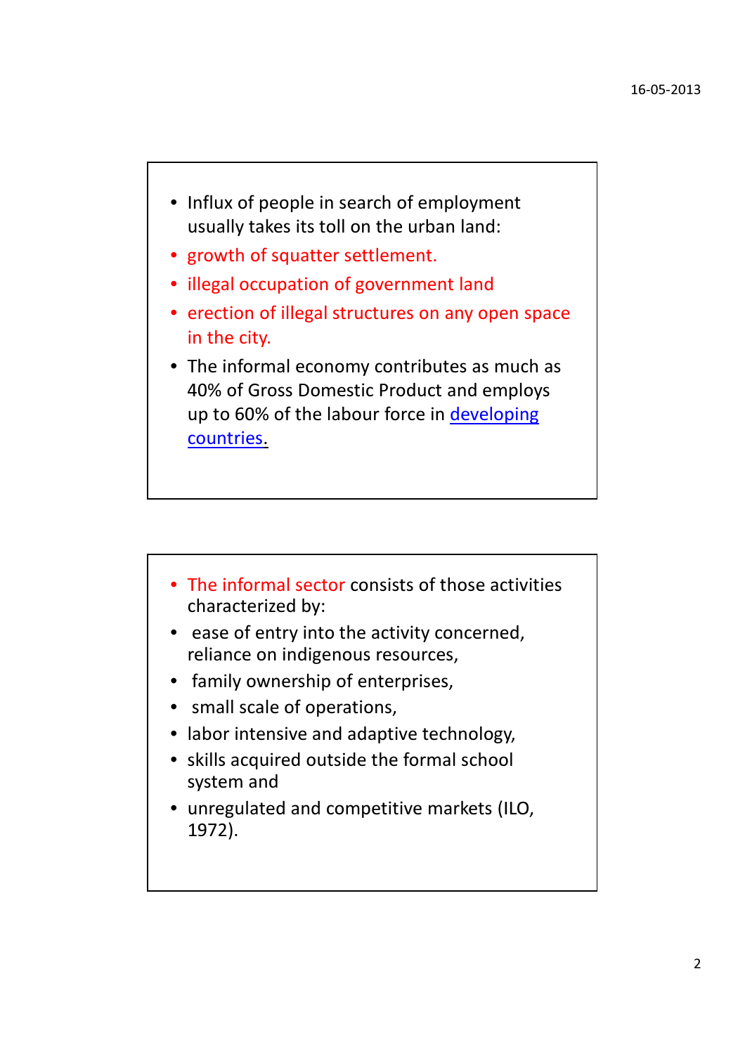- Influx of people in search of employment usually takes its toll on the urban land:
- growth of squatter settlement.
- illegal occupation of government land
- erection of illegal structures on any open space in the city.
- The informal economy contributes as much as 40% of Gross Domestic Product and employs up to 60% of the labour force in developing countries.

---

- The informal sector consists of those activities characterized by:
- ease of entry into the activity concerned, reliance on indigenous resources,
- family ownership of enterprises,
- small scale of operations,
- labor intensive and adaptive technology,
- skills acquired outside the formal school system and
- unregulated and competitive markets (ILO, 1972).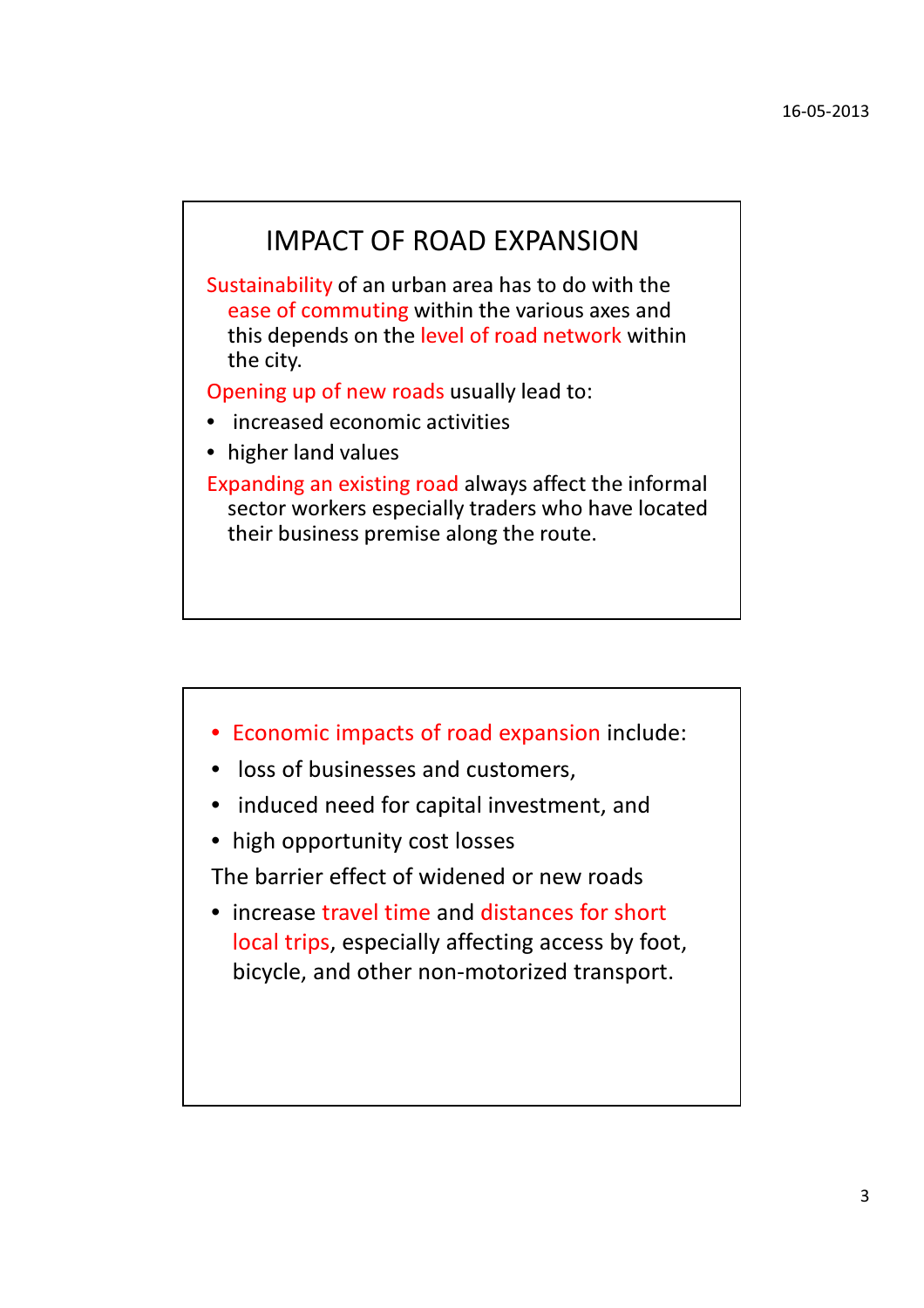## IMPACT OF ROAD EXPANSION

Sustainability of an urban area has to do with the ease of commuting within the various axes and this depends on the level of road network within the city.

Opening up of new roads usually lead to:

- increased economic activities
- higher land values

Expanding an existing road always affect the informal sector workers especially traders who have located their business premise along the route.

- Economic impacts of road expansion include:
- loss of businesses and customers,
- induced need for capital investment, and
- high opportunity cost losses

The barrier effect of widened or new roads

- increase travel time and distances for short local trips, especially affecting access by foot, bicycle, and other non-motorized transport.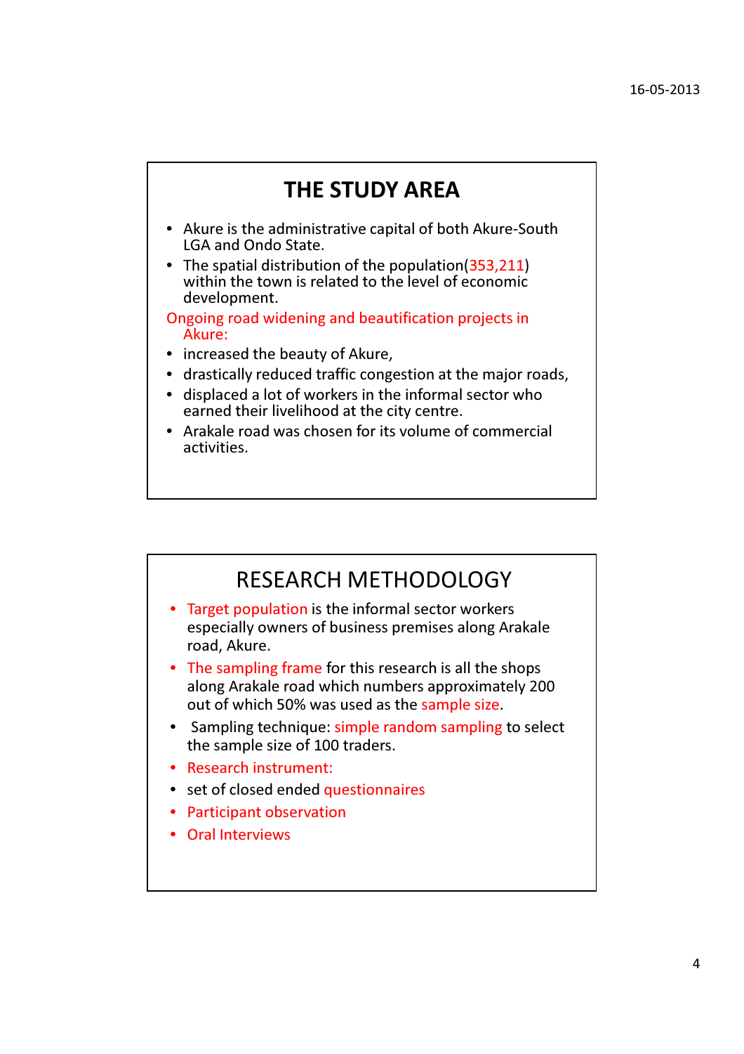## THE STUDY AREA

- Akure is the administrative capital of both Akure-South LGA and Ondo State.
- The spatial distribution of the population(353,211) within the town is related to the level of economic development.

Ongoing road widening and beautification projects in Akure:

- increased the beauty of Akure,
- drastically reduced traffic congestion at the major roads,
- displaced a lot of workers in the informal sector who earned their livelihood at the city centre.
- Arakale road was chosen for its volume of commercial activities.

## RESEARCH METHODOLOGY

- Target population is the informal sector workers especially owners of business premises along Arakale road, Akure.
- The sampling frame for this research is all the shops along Arakale road which numbers approximately 200 out of which 50% was used as the sample size.
- Sampling technique: simple random sampling to select the sample size of 100 traders.
- Research instrument:
- set of closed ended questionnaires
- Participant observation
- Oral Interviews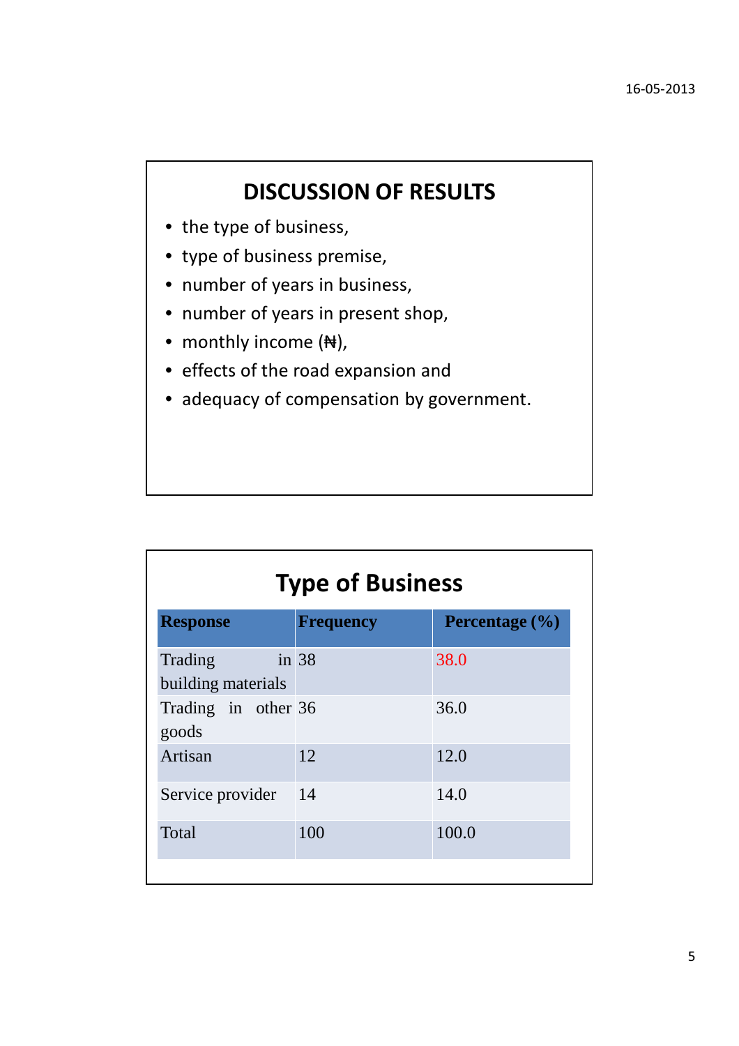## DISCUSSION OF RESULTS

- the type of business,
- type of business premise,
- number of years in business,
- number of years in present shop,
- monthly income (₦),
- effects of the road expansion and
- adequacy of compensation by government.

## Type of Business

| Response | Frequency | Percentage (%) |
|---|---|---|
| Trading in building materials | 38 | 38.0 |
| Trading in other goods | 36 | 36.0 |
| Artisan | 12 | 12.0 |
| Service provider | 14 | 14.0 |
| Total | 100 | 100.0 |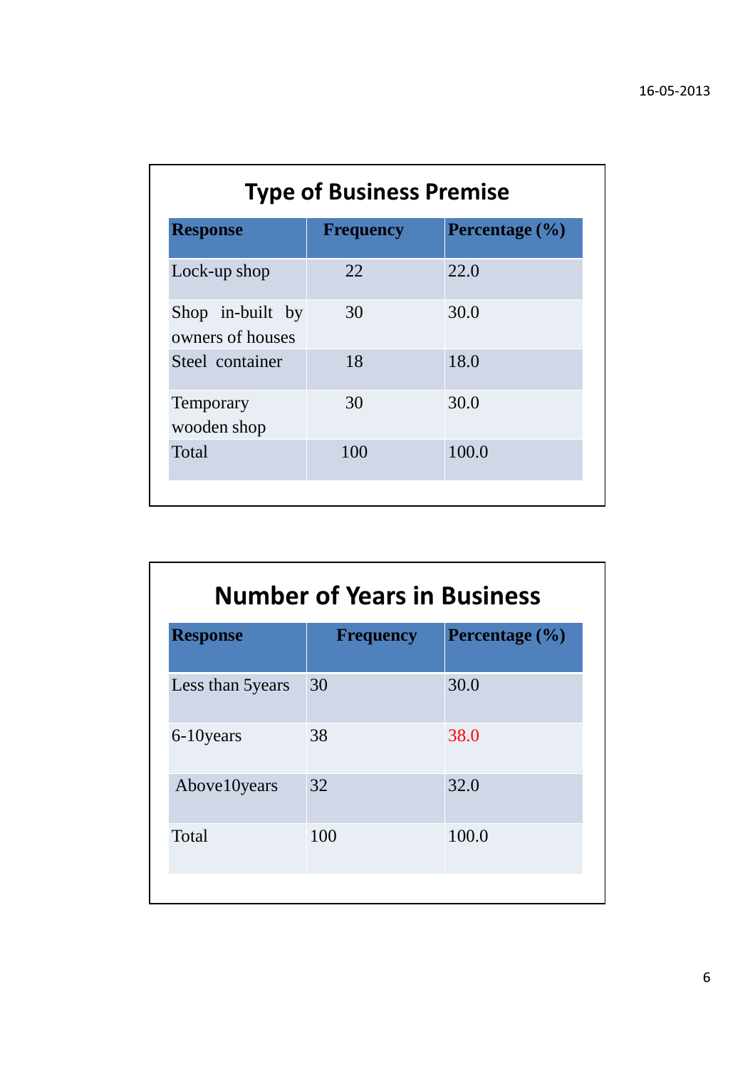## Type of Business Premise

| Response | Frequency | Percentage (%) |
|---|---|---|
| Lock-up shop | 22 | 22.0 |
| Shop in-built by owners of houses | 30 | 30.0 |
| Steel container | 18 | 18.0 |
| Temporary wooden shop | 30 | 30.0 |
| Total | 100 | 100.0 |

## Number of Years in Business

| Response | Frequency | Percentage (%) |
|---|---|---|
| Less than 5years | 30 | 30.0 |
| 6-10years | 38 | 38.0 |
| Above10years | 32 | 32.0 |
| Total | 100 | 100.0 |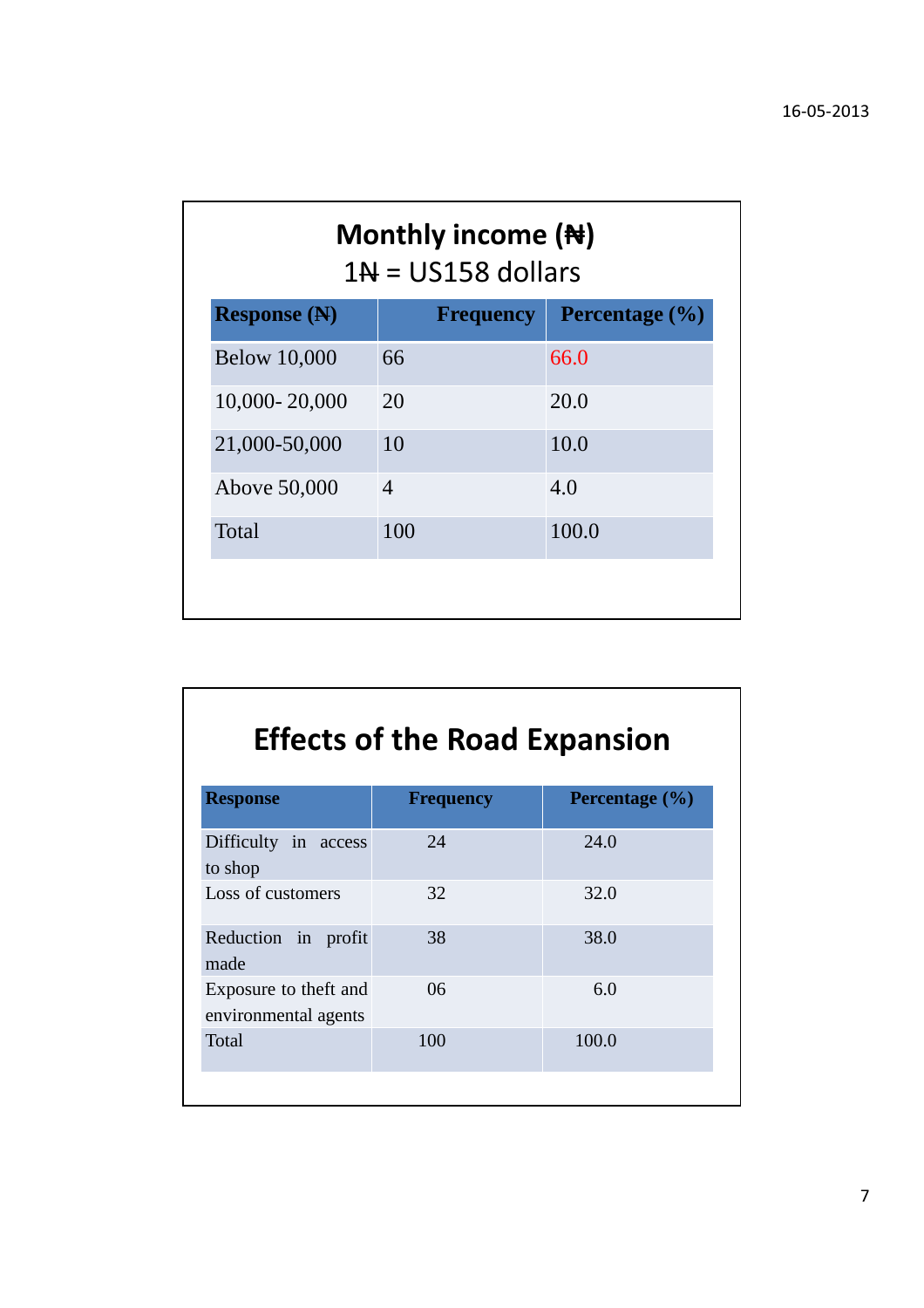## Monthly income (₦)

1₦ = US158 dollars

| Response (₦) | Frequency | Percentage (%) |
|---|---|---|
| Below 10,000 | 66 | 66.0 |
| 10,000- 20,000 | 20 | 20.0 |
| 21,000-50,000 | 10 | 10.0 |
| Above 50,000 | 4 | 4.0 |
| Total | 100 | 100.0 |

## Effects of the Road Expansion

| Response | Frequency | Percentage (%) |
|---|---|---|
| Difficulty in access to shop | 24 | 24.0 |
| Loss of customers | 32 | 32.0 |
| Reduction in profit made | 38 | 38.0 |
| Exposure to theft and environmental agents | 06 | 6.0 |
| Total | 100 | 100.0 |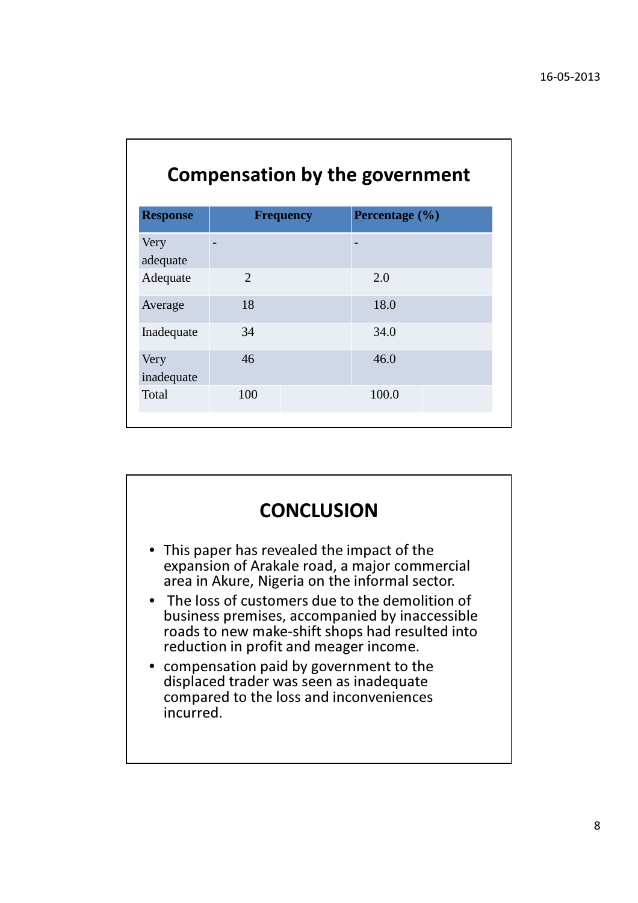## Compensation by the government

| Response | Frequency | Percentage (%) |
|---|---|---|
| Very adequate | - | - |
| Adequate | 2 | 2.0 |
| Average | 18 | 18.0 |
| Inadequate | 34 | 34.0 |
| Very inadequate | 46 | 46.0 |
| Total | 100 | 100.0 |

## CONCLUSION

- This paper has revealed the impact of the expansion of Arakale road, a major commercial area in Akure, Nigeria on the informal sector.
- The loss of customers due to the demolition of business premises, accompanied by inaccessible roads to new make-shift shops had resulted into reduction in profit and meager income.
- compensation paid by government to the displaced trader was seen as inadequate compared to the loss and inconveniences incurred.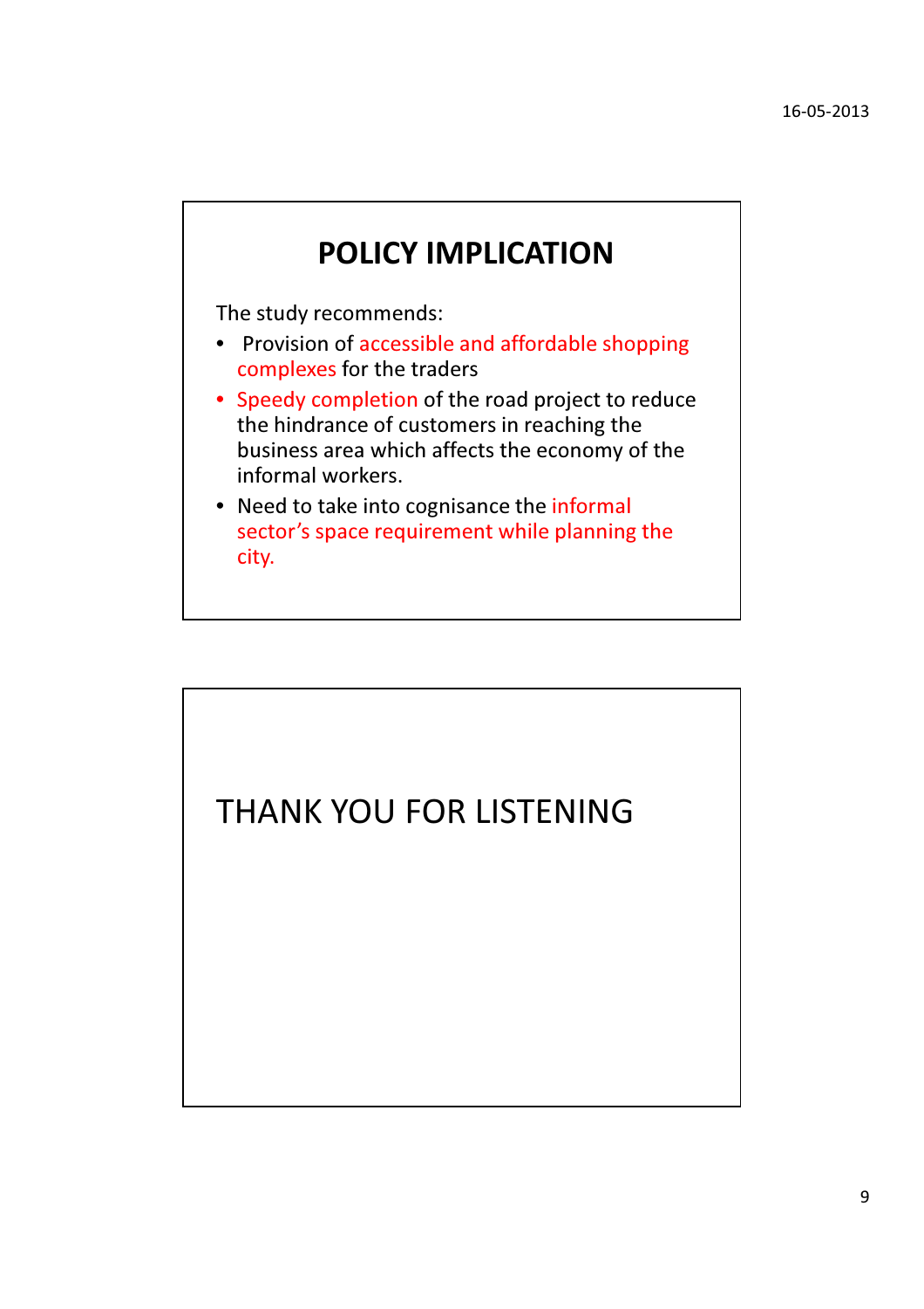# POLICY IMPLICATION

The study recommends:

- Provision of accessible and affordable shopping complexes for the traders
- Speedy completion of the road project to reduce the hindrance of customers in reaching the business area which affects the economy of the informal workers.
- Need to take into cognisance the informal sector's space requirement while planning the city.

THANK YOU FOR LISTENING